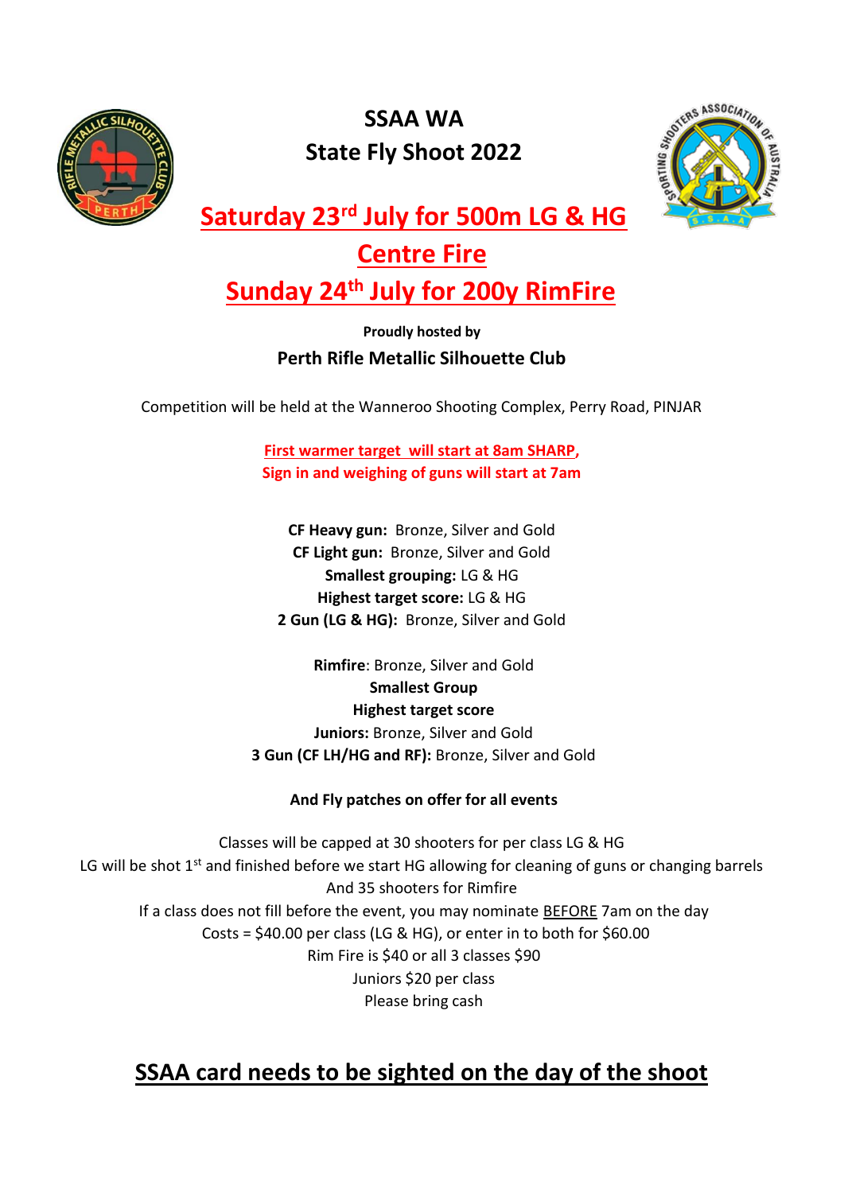# SSAA WA
# State Fly Shoot 2022

## Saturday 23rd July for 500m LG & HG Centre Fire

## Sunday 24th July for 200y RimFire

**Proudly hosted by**

**Perth Rifle Metallic Silhouette Club**

Competition will be held at the Wanneroo Shooting Complex, Perry Road, PINJAR

**First warmer target will start at 8am SHARP,**
**Sign in and weighing of guns will start at 7am**

**CF Heavy gun:** Bronze, Silver and Gold
**CF Light gun:** Bronze, Silver and Gold
**Smallest grouping:** LG & HG
**Highest target score:** LG & HG
**2 Gun (LG & HG):** Bronze, Silver and Gold

**Rimfire**: Bronze, Silver and Gold
**Smallest Group**
**Highest target score**
**Juniors:** Bronze, Silver and Gold
**3 Gun (CF LH/HG and RF):** Bronze, Silver and Gold

**And Fly patches on offer for all events**

Classes will be capped at 30 shooters for per class LG & HG
LG will be shot 1st and finished before we start HG allowing for cleaning of guns or changing barrels
And 35 shooters for Rimfire
If a class does not fill before the event, you may nominate BEFORE 7am on the day
Costs = $40.00 per class (LG & HG), or enter in to both for $60.00
Rim Fire is $40 or all 3 classes $90
Juniors $20 per class
Please bring cash

## SSAA card needs to be sighted on the day of the shoot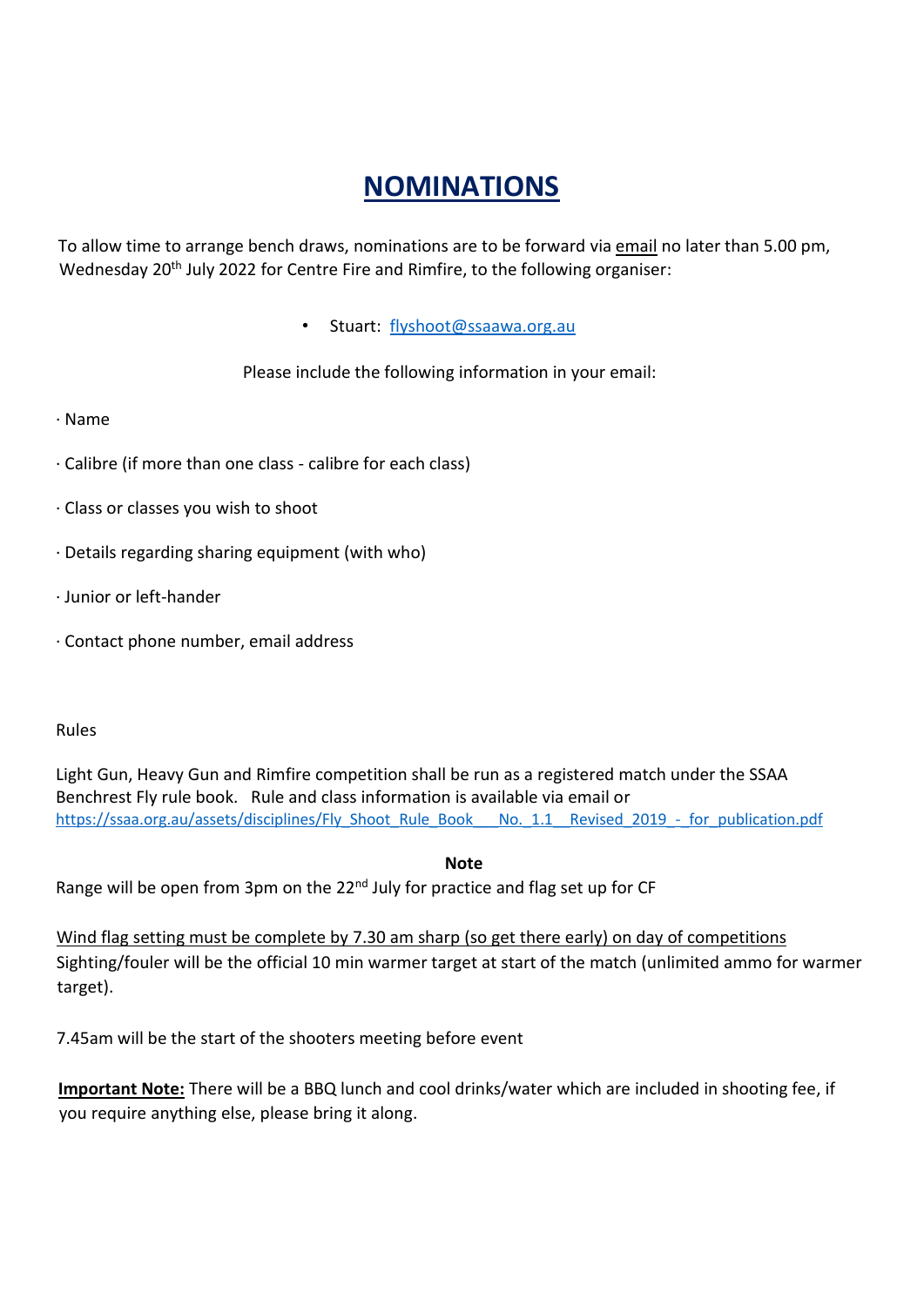# NOMINATIONS

To allow time to arrange bench draws, nominations are to be forward via email no later than 5.00 pm, Wednesday 20th July 2022 for Centre Fire and Rimfire, to the following organiser:

- Stuart: [flyshoot@ssaawa.org.au](mailto:flyshoot@ssaawa.org.au)

Please include the following information in your email:

· Name

· Calibre (if more than one class - calibre for each class)

· Class or classes you wish to shoot

· Details regarding sharing equipment (with who)

· Junior or left-hander

· Contact phone number, email address

Rules

Light Gun, Heavy Gun and Rimfire competition shall be run as a registered match under the SSAA Benchrest Fly rule book. Rule and class information is available via email or https://ssaa.org.au/assets/disciplines/Fly_Shoot_Rule_Book___No._1.1__Revised_2019_-_for_publication.pdf

**Note**

Range will be open from 3pm on the 22nd July for practice and flag set up for CF

Wind flag setting must be complete by 7.30 am sharp (so get there early) on day of competitions
Sighting/fouler will be the official 10 min warmer target at start of the match (unlimited ammo for warmer target).

7.45am will be the start of the shooters meeting before event

**Important Note:** There will be a BBQ lunch and cool drinks/water which are included in shooting fee, if you require anything else, please bring it along.